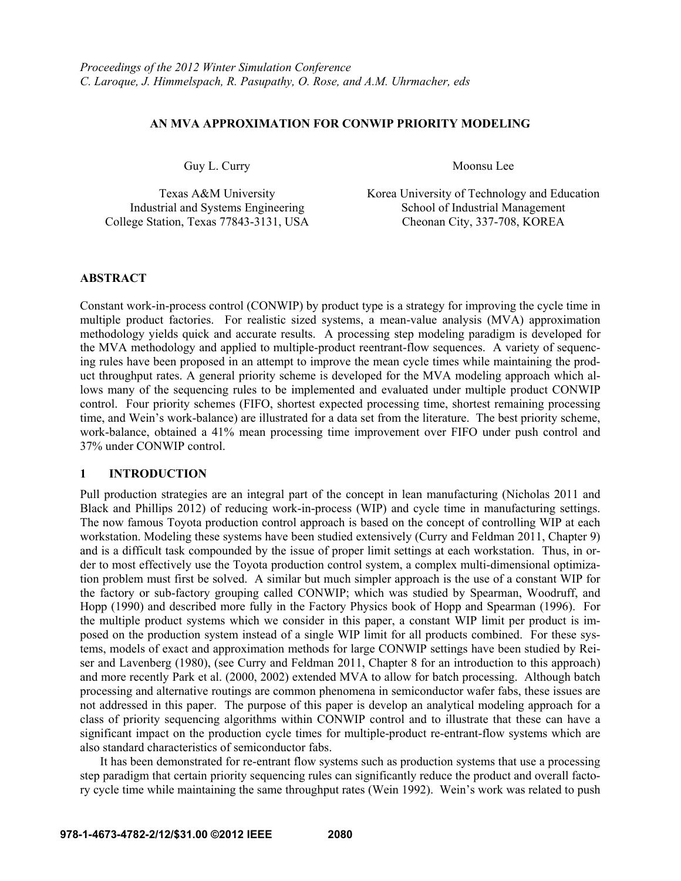*Proceedings of the 2012 Winter Simulation Conference*
*C. Laroque, J. Himmelspach, R. Pasupathy, O. Rose, and A.M. Uhrmacher, eds*

# AN MVA APPROXIMATION FOR CONWIP PRIORITY MODELING

Guy L. Curry

Texas A&M University
Industrial and Systems Engineering
College Station, Texas 77843-3131, USA

Moonsu Lee

Korea University of Technology and Education
School of Industrial Management
Cheonan City, 337-708, KOREA

## ABSTRACT

Constant work-in-process control (CONWIP) by product type is a strategy for improving the cycle time in multiple product factories. For realistic sized systems, a mean-value analysis (MVA) approximation methodology yields quick and accurate results. A processing step modeling paradigm is developed for the MVA methodology and applied to multiple-product reentrant-flow sequences. A variety of sequencing rules have been proposed in an attempt to improve the mean cycle times while maintaining the product throughput rates. A general priority scheme is developed for the MVA modeling approach which allows many of the sequencing rules to be implemented and evaluated under multiple product CONWIP control. Four priority schemes (FIFO, shortest expected processing time, shortest remaining processing time, and Wein's work-balance) are illustrated for a data set from the literature. The best priority scheme, work-balance, obtained a 41% mean processing time improvement over FIFO under push control and 37% under CONWIP control.

## 1 INTRODUCTION

Pull production strategies are an integral part of the concept in lean manufacturing (Nicholas 2011 and Black and Phillips 2012) of reducing work-in-process (WIP) and cycle time in manufacturing settings. The now famous Toyota production control approach is based on the concept of controlling WIP at each workstation. Modeling these systems have been studied extensively (Curry and Feldman 2011, Chapter 9) and is a difficult task compounded by the issue of proper limit settings at each workstation. Thus, in order to most effectively use the Toyota production control system, a complex multi-dimensional optimization problem must first be solved. A similar but much simpler approach is the use of a constant WIP for the factory or sub-factory grouping called CONWIP; which was studied by Spearman, Woodruff, and Hopp (1990) and described more fully in the Factory Physics book of Hopp and Spearman (1996). For the multiple product systems which we consider in this paper, a constant WIP limit per product is imposed on the production system instead of a single WIP limit for all products combined. For these systems, models of exact and approximation methods for large CONWIP settings have been studied by Reiser and Lavenberg (1980), (see Curry and Feldman 2011, Chapter 8 for an introduction to this approach) and more recently Park et al. (2000, 2002) extended MVA to allow for batch processing. Although batch processing and alternative routings are common phenomena in semiconductor wafer fabs, these issues are not addressed in this paper. The purpose of this paper is develop an analytical modeling approach for a class of priority sequencing algorithms within CONWIP control and to illustrate that these can have a significant impact on the production cycle times for multiple-product re-entrant-flow systems which are also standard characteristics of semiconductor fabs.

It has been demonstrated for re-entrant flow systems such as production systems that use a processing step paradigm that certain priority sequencing rules can significantly reduce the product and overall factory cycle time while maintaining the same throughput rates (Wein 1992). Wein's work was related to push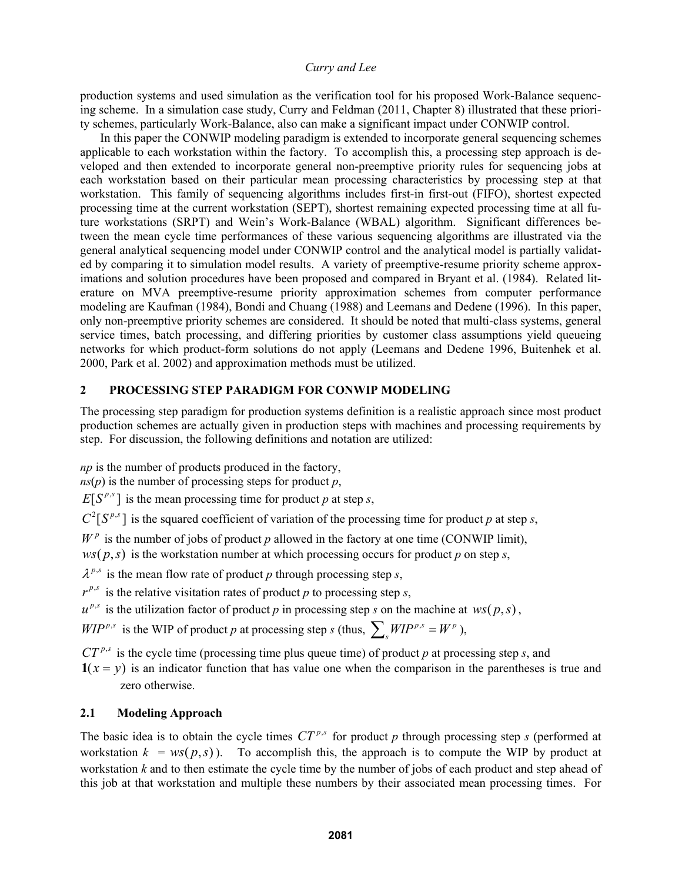production systems and used simulation as the verification tool for his proposed Work-Balance sequencing scheme. In a simulation case study, Curry and Feldman (2011, Chapter 8) illustrated that these priority schemes, particularly Work-Balance, also can make a significant impact under CONWIP control.

In this paper the CONWIP modeling paradigm is extended to incorporate general sequencing schemes applicable to each workstation within the factory. To accomplish this, a processing step approach is developed and then extended to incorporate general non-preemptive priority rules for sequencing jobs at each workstation based on their particular mean processing characteristics by processing step at that workstation. This family of sequencing algorithms includes first-in first-out (FIFO), shortest expected processing time at the current workstation (SEPT), shortest remaining expected processing time at all future workstations (SRPT) and Wein's Work-Balance (WBAL) algorithm. Significant differences between the mean cycle time performances of these various sequencing algorithms are illustrated via the general analytical sequencing model under CONWIP control and the analytical model is partially validated by comparing it to simulation model results. A variety of preemptive-resume priority scheme approximations and solution procedures have been proposed and compared in Bryant et al. (1984). Related literature on MVA preemptive-resume priority approximation schemes from computer performance modeling are Kaufman (1984), Bondi and Chuang (1988) and Leemans and Dedene (1996). In this paper, only non-preemptive priority schemes are considered. It should be noted that multi-class systems, general service times, batch processing, and differing priorities by customer class assumptions yield queueing networks for which product-form solutions do not apply (Leemans and Dedene 1996, Buitenhek et al. 2000, Park et al. 2002) and approximation methods must be utilized.

## 2 PROCESSING STEP PARADIGM FOR CONWIP MODELING

The processing step paradigm for production systems definition is a realistic approach since most product production schemes are actually given in production steps with machines and processing requirements by step. For discussion, the following definitions and notation are utilized:

$np$ is the number of products produced in the factory,
$ns(p)$ is the number of processing steps for product $p$,
$E[S^{p,s}]$ is the mean processing time for product $p$ at step $s$,
$C^2[S^{p,s}]$ is the squared coefficient of variation of the processing time for product $p$ at step $s$,
$W^p$ is the number of jobs of product $p$ allowed in the factory at one time (CONWIP limit),
$ws(p,s)$ is the workstation number at which processing occurs for product $p$ on step $s$,
$\lambda^{p,s}$ is the mean flow rate of product $p$ through processing step $s$,
$r^{p,s}$ is the relative visitation rates of product $p$ to processing step $s$,
$u^{p,s}$ is the utilization factor of product $p$ in processing step $s$ on the machine at $ws(p,s)$,
$WIP^{p,s}$ is the WIP of product $p$ at processing step $s$ (thus, $\sum_s WIP^{p,s} = W^p$),
$CT^{p,s}$ is the cycle time (processing time plus queue time) of product $p$ at processing step $s$, and
$\mathbf{1}(x = y)$ is an indicator function that has value one when the comparison in the parentheses is true and zero otherwise.

### 2.1 Modeling Approach

The basic idea is to obtain the cycle times $CT^{p,s}$ for product $p$ through processing step $s$ (performed at workstation $k = ws(p,s)$). To accomplish this, the approach is to compute the WIP by product at workstation $k$ and to then estimate the cycle time by the number of jobs of each product and step ahead of this job at that workstation and multiple these numbers by their associated mean processing times. For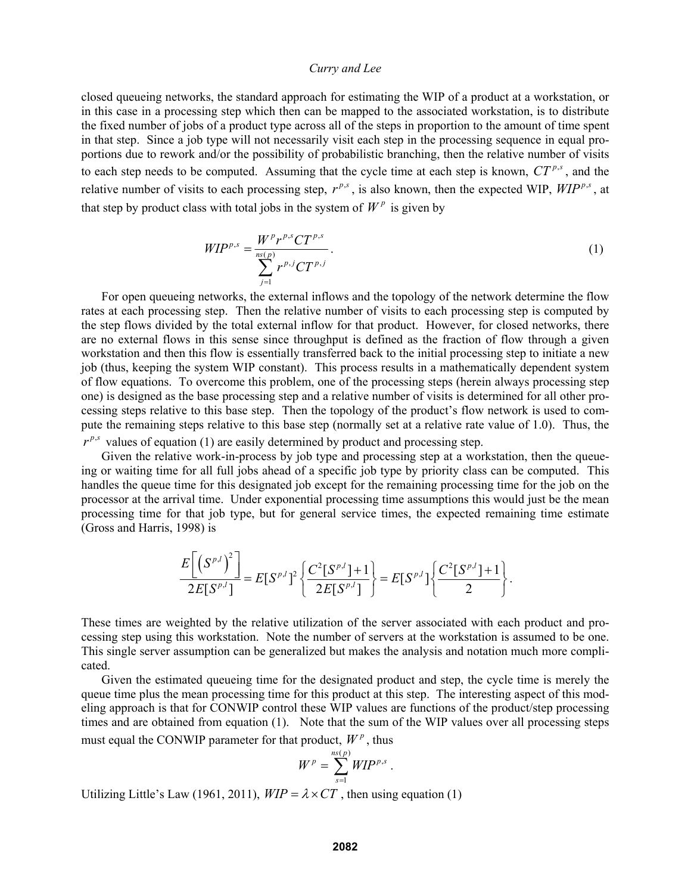closed queueing networks, the standard approach for estimating the WIP of a product at a workstation, or in this case in a processing step which then can be mapped to the associated workstation, is to distribute the fixed number of jobs of a product type across all of the steps in proportion to the amount of time spent in that step. Since a job type will not necessarily visit each step in the processing sequence in equal proportions due to rework and/or the possibility of probabilistic branching, then the relative number of visits to each step needs to be computed. Assuming that the cycle time at each step is known, $CT^{p,s}$, and the relative number of visits to each processing step, $r^{p,s}$, is also known, then the expected WIP, $WIP^{p,s}$, at that step by product class with total jobs in the system of $W^p$ is given by

$$WIP^{p,s} = \frac{W^p r^{p,s} CT^{p,s}}{\sum_{j=1}^{ns(p)} r^{p,j} CT^{p,j}}. \tag{1}$$

For open queueing networks, the external inflows and the topology of the network determine the flow rates at each processing step. Then the relative number of visits to each processing step is computed by the step flows divided by the total external inflow for that product. However, for closed networks, there are no external flows in this sense since throughput is defined as the fraction of flow through a given workstation and then this flow is essentially transferred back to the initial processing step to initiate a new job (thus, keeping the system WIP constant). This process results in a mathematically dependent system of flow equations. To overcome this problem, one of the processing steps (herein always processing step one) is designed as the base processing step and a relative number of visits is determined for all other processing steps relative to this base step. Then the topology of the product's flow network is used to compute the remaining steps relative to this base step (normally set at a relative rate value of 1.0). Thus, the $r^{p,s}$ values of equation (1) are easily determined by product and processing step.

Given the relative work-in-process by job type and processing step at a workstation, then the queueing or waiting time for all full jobs ahead of a specific job type by priority class can be computed. This handles the queue time for this designated job except for the remaining processing time for the job on the processor at the arrival time. Under exponential processing time assumptions this would just be the mean processing time for that job type, but for general service times, the expected remaining time estimate (Gross and Harris, 1998) is

$$\frac{E\left[\left(S^{p,l}\right)^2\right]}{2E[S^{p,l}]} = E[S^{p,l}]^2 \left\{ \frac{C^2[S^{p,l}]+1}{2E[S^{p,l}]} \right\} = E[S^{p,l}] \left\{ \frac{C^2[S^{p,l}]+1}{2} \right\}.$$

These times are weighted by the relative utilization of the server associated with each product and processing step using this workstation. Note the number of servers at the workstation is assumed to be one. This single server assumption can be generalized but makes the analysis and notation much more complicated.

Given the estimated queueing time for the designated product and step, the cycle time is merely the queue time plus the mean processing time for this product at this step. The interesting aspect of this modeling approach is that for CONWIP control these WIP values are functions of the product/step processing times and are obtained from equation (1). Note that the sum of the WIP values over all processing steps must equal the CONWIP parameter for that product, $W^p$, thus

$$W^p = \sum_{s=1}^{ns(p)} WIP^{p,s}.$$

Utilizing Little's Law (1961, 2011), $WIP = \lambda \times CT$, then using equation (1)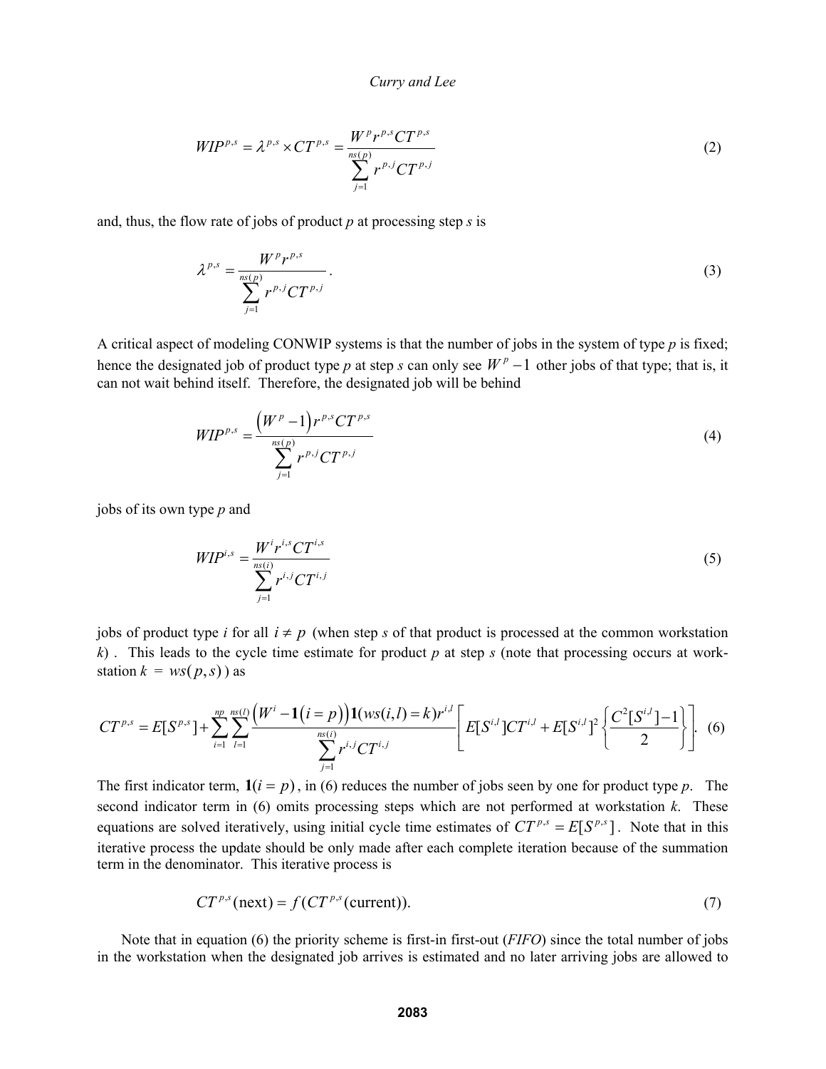$$WIP^{p,s} = \lambda^{p,s} \times CT^{p,s} = \frac{W^p r^{p,s} CT^{p,s}}{\sum_{j=1}^{ns(p)} r^{p,j} CT^{p,j}} \tag{2}$$

and, thus, the flow rate of jobs of product $p$ at processing step $s$ is

$$\lambda^{p,s} = \frac{W^p r^{p,s}}{\sum_{j=1}^{ns(p)} r^{p,j} CT^{p,j}}. \tag{3}$$

A critical aspect of modeling CONWIP systems is that the number of jobs in the system of type $p$ is fixed; hence the designated job of product type $p$ at step $s$ can only see $W^p - 1$ other jobs of that type; that is, it can not wait behind itself. Therefore, the designated job will be behind

$$WIP^{p,s} = \frac{\left(W^p - 1\right) r^{p,s} CT^{p,s}}{\sum_{j=1}^{ns(p)} r^{p,j} CT^{p,j}} \tag{4}$$

jobs of its own type $p$ and

$$WIP^{i,s} = \frac{W^i r^{i,s} CT^{i,s}}{\sum_{j=1}^{ns(i)} r^{i,j} CT^{i,j}} \tag{5}$$

jobs of product type $i$ for all $i \neq p$ (when step $s$ of that product is processed at the common workstation $k$) . This leads to the cycle time estimate for product $p$ at step $s$ (note that processing occurs at workstation $k = ws(p,s)$) as

$$CT^{p,s} = E[S^{p,s}] + \sum_{i=1}^{np} \sum_{l=1}^{ns(l)} \frac{\left(W^i - \mathbf{1}(i=p)\right) \mathbf{1}(ws(i,l)=k) r^{i,l}}{\sum_{j=1}^{ns(i)} r^{i,j} CT^{i,j}} \left[ E[S^{i,l}] CT^{i,l} + E[S^{i,l}]^2 \left\{ \frac{C^2[S^{i,l}] - 1}{2} \right\} \right]. \tag{6}$$

The first indicator term, $\mathbf{1}(i=p)$, in (6) reduces the number of jobs seen by one for product type $p$. The second indicator term in (6) omits processing steps which are not performed at workstation $k$. These equations are solved iteratively, using initial cycle time estimates of $CT^{p,s} = E[S^{p,s}]$. Note that in this iterative process the update should be only made after each complete iteration because of the summation term in the denominator. This iterative process is

$$CT^{p,s}(\text{next}) = f(CT^{p,s}(\text{current})). \tag{7}$$

Note that in equation (6) the priority scheme is first-in first-out (*FIFO*) since the total number of jobs in the workstation when the designated job arrives is estimated and no later arriving jobs are allowed to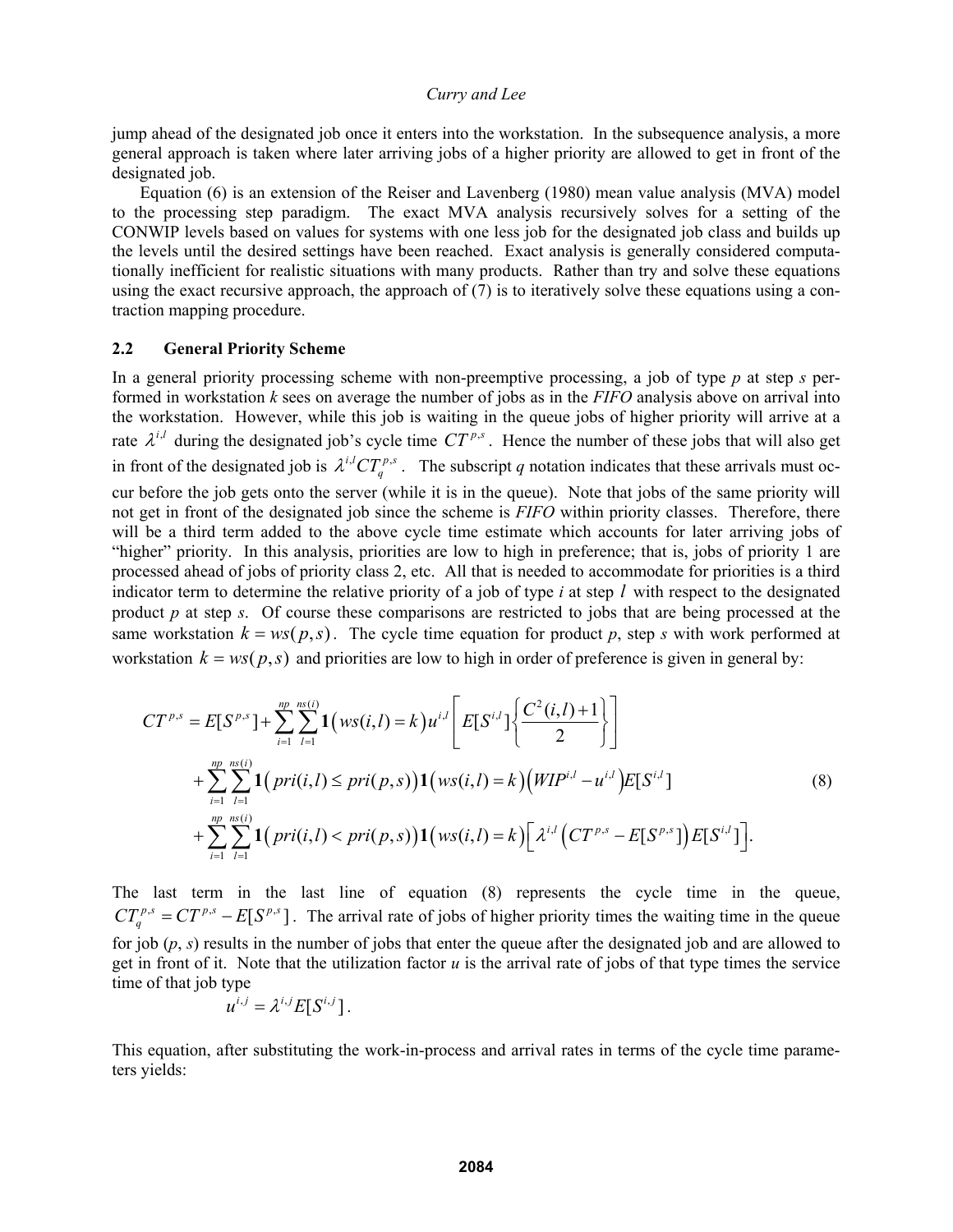jump ahead of the designated job once it enters into the workstation. In the subsequence analysis, a more general approach is taken where later arriving jobs of a higher priority are allowed to get in front of the designated job.

Equation (6) is an extension of the Reiser and Lavenberg (1980) mean value analysis (MVA) model to the processing step paradigm. The exact MVA analysis recursively solves for a setting of the CONWIP levels based on values for systems with one less job for the designated job class and builds up the levels until the desired settings have been reached. Exact analysis is generally considered computationally inefficient for realistic situations with many products. Rather than try and solve these equations using the exact recursive approach, the approach of (7) is to iteratively solve these equations using a contraction mapping procedure.

### 2.2 General Priority Scheme

In a general priority processing scheme with non-preemptive processing, a job of type $p$ at step $s$ performed in workstation $k$ sees on average the number of jobs as in the *FIFO* analysis above on arrival into the workstation. However, while this job is waiting in the queue jobs of higher priority will arrive at a rate $\lambda^{i,l}$ during the designated job's cycle time $CT^{p,s}$. Hence the number of these jobs that will also get in front of the designated job is $\lambda^{i,l} CT_q^{p,s}$. The subscript $q$ notation indicates that these arrivals must occur before the job gets onto the server (while it is in the queue). Note that jobs of the same priority will not get in front of the designated job since the scheme is *FIFO* within priority classes. Therefore, there will be a third term added to the above cycle time estimate which accounts for later arriving jobs of "higher" priority. In this analysis, priorities are low to high in preference; that is, jobs of priority 1 are processed ahead of jobs of priority class 2, etc. All that is needed to accommodate for priorities is a third indicator term to determine the relative priority of a job of type $i$ at step $l$ with respect to the designated product $p$ at step $s$. Of course these comparisons are restricted to jobs that are being processed at the same workstation $k = ws(p,s)$. The cycle time equation for product $p$, step $s$ with work performed at workstation $k = ws(p,s)$ and priorities are low to high in order of preference is given in general by:

$$
\begin{aligned}
CT^{p,s} = {} & E[S^{p,s}] + \sum_{i=1}^{np} \sum_{l=1}^{ns(i)} \mathbf{1}\big(ws(i,l)=k\big) u^{i,l} \left[ E[S^{i,l}] \left\{ \frac{C^2(i,l)+1}{2} \right\} \right] \\
& + \sum_{i=1}^{np} \sum_{l=1}^{ns(i)} \mathbf{1}\big(pri(i,l) \le pri(p,s)\big) \mathbf{1}\big(ws(i,l)=k\big) \big(WIP^{i,l} - u^{i,l}\big) E[S^{i,l}] \\
& + \sum_{i=1}^{np} \sum_{l=1}^{ns(i)} \mathbf{1}\big(pri(i,l) < pri(p,s)\big) \mathbf{1}\big(ws(i,l)=k\big) \Big[ \lambda^{i,l} \big( CT^{p,s} - E[S^{p,s}] \big) E[S^{i,l}] \Big].
\end{aligned}
\tag{8}
$$

The last term in the last line of equation (8) represents the cycle time in the queue, $CT_q^{p,s} = CT^{p,s} - E[S^{p,s}]$. The arrival rate of jobs of higher priority times the waiting time in the queue for job ($p$, $s$) results in the number of jobs that enter the queue after the designated job and are allowed to get in front of it. Note that the utilization factor $u$ is the arrival rate of jobs of that type times the service time of that job type

$$u^{i,j} = \lambda^{i,j} E[S^{i,j}].$$

This equation, after substituting the work-in-process and arrival rates in terms of the cycle time parameters yields: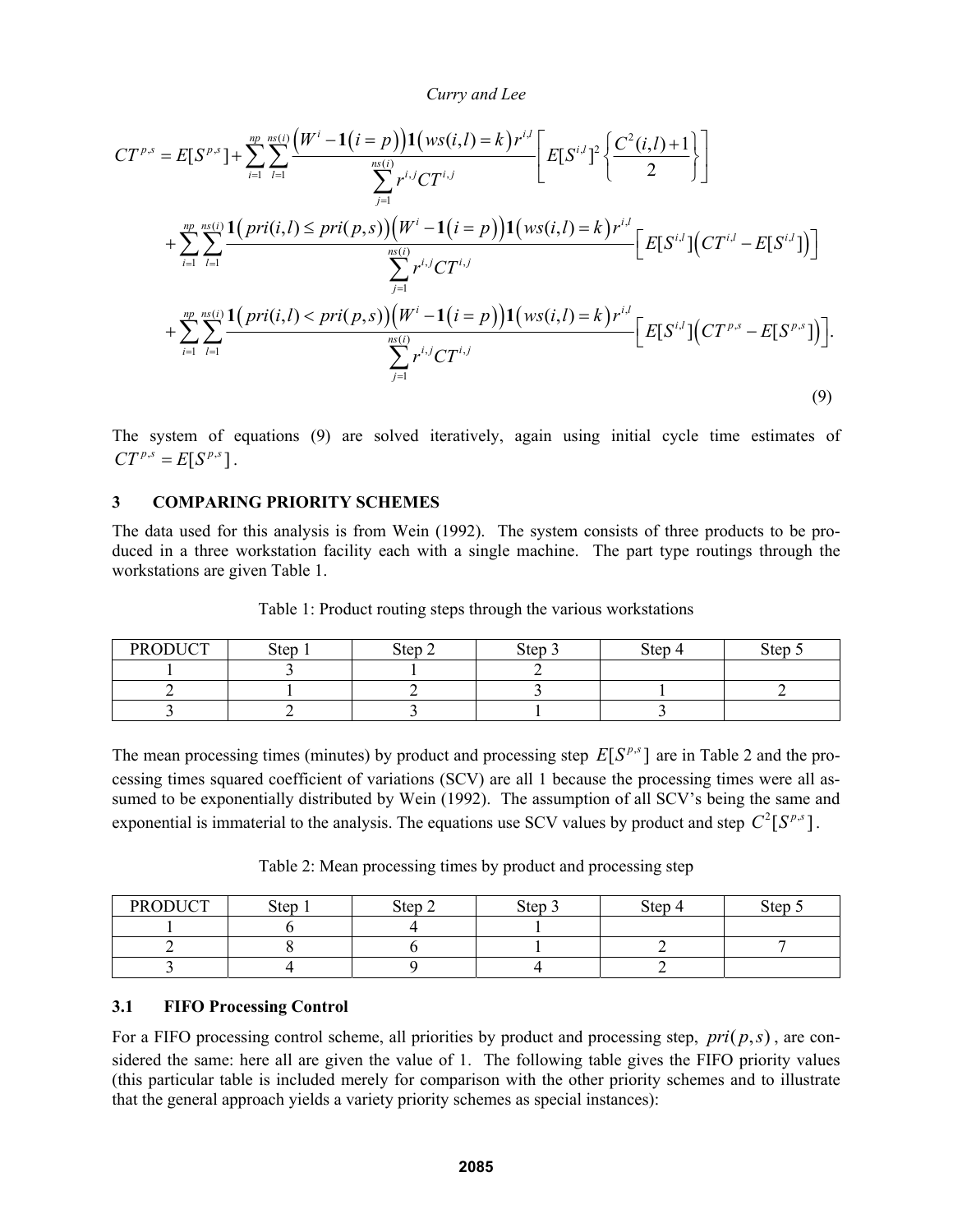$$
\begin{aligned}
CT^{p,s} &= E[S^{p,s}] + \sum_{i=1}^{np}\sum_{l=1}^{ns(i)} \frac{\left(W^i - \mathbf{1}(i=p)\right)\mathbf{1}\left(ws(i,l)=k\right)r^{i,l}}{\sum_{j=1}^{ns(i)} r^{i,j}CT^{i,j}} \left[ E[S^{i,l}]^2 \left\{ \frac{C^2(i,l)+1}{2} \right\} \right] \\
&+ \sum_{i=1}^{np}\sum_{l=1}^{ns(i)} \frac{\mathbf{1}\left(pri(i,l) \le pri(p,s)\right)\left(W^i - \mathbf{1}(i=p)\right)\mathbf{1}\left(ws(i,l)=k\right)r^{i,l}}{\sum_{j=1}^{ns(i)} r^{i,j}CT^{i,j}} \left[ E[S^{i,l}]\left(CT^{i,l} - E[S^{i,l}]\right) \right] \\
&+ \sum_{i=1}^{np}\sum_{l=1}^{ns(i)} \frac{\mathbf{1}\left(pri(i,l) < pri(p,s)\right)\left(W^i - \mathbf{1}(i=p)\right)\mathbf{1}\left(ws(i,l)=k\right)r^{i,l}}{\sum_{j=1}^{ns(i)} r^{i,j}CT^{i,j}} \left[ E[S^{i,l}]\left(CT^{p,s} - E[S^{p,s}]\right) \right].
\end{aligned}
\tag{9}
$$

The system of equations (9) are solved iteratively, again using initial cycle time estimates of $CT^{p,s} = E[S^{p,s}]$.

## 3 COMPARING PRIORITY SCHEMES

The data used for this analysis is from Wein (1992). The system consists of three products to be produced in a three workstation facility each with a single machine. The part type routings through the workstations are given Table 1.

Table 1: Product routing steps through the various workstations

| PRODUCT | Step 1 | Step 2 | Step 3 | Step 4 | Step 5 |
|---|---|---|---|---|---|
| 1 | 3 | 1 | 2 | | |
| 2 | 1 | 2 | 3 | 1 | 2 |
| 3 | 2 | 3 | 1 | 3 | |

The mean processing times (minutes) by product and processing step $E[S^{p,s}]$ are in Table 2 and the processing times squared coefficient of variations (SCV) are all 1 because the processing times were all assumed to be exponentially distributed by Wein (1992). The assumption of all SCV's being the same and exponential is immaterial to the analysis. The equations use SCV values by product and step $C^2[S^{p,s}]$.

Table 2: Mean processing times by product and processing step

| PRODUCT | Step 1 | Step 2 | Step 3 | Step 4 | Step 5 |
|---|---|---|---|---|---|
| 1 | 6 | 4 | 1 | | |
| 2 | 8 | 6 | 1 | 2 | 7 |
| 3 | 4 | 9 | 4 | 2 | |

### 3.1 FIFO Processing Control

For a FIFO processing control scheme, all priorities by product and processing step, $pri(p,s)$, are considered the same: here all are given the value of 1. The following table gives the FIFO priority values (this particular table is included merely for comparison with the other priority schemes and to illustrate that the general approach yields a variety priority schemes as special instances):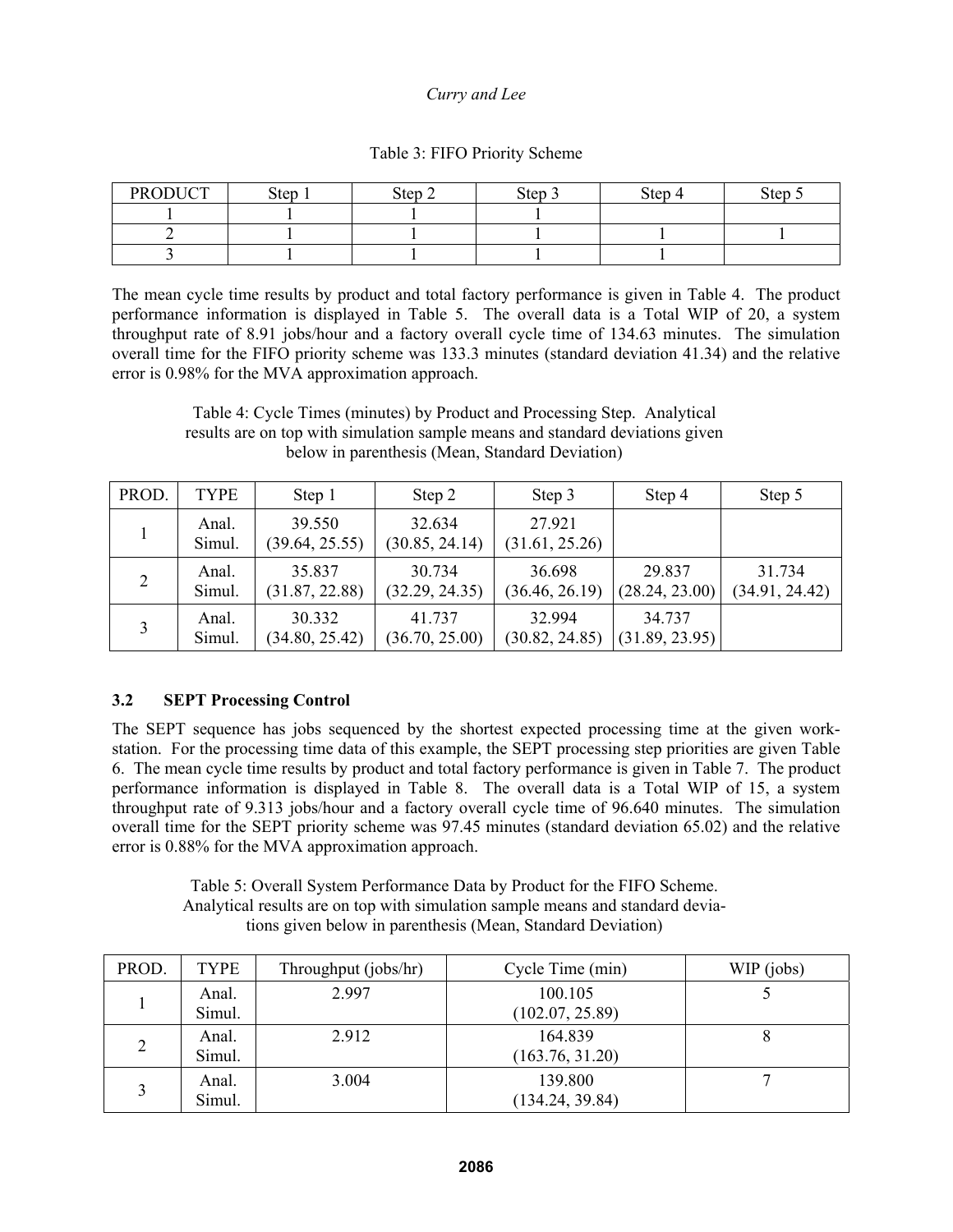Table 3: FIFO Priority Scheme

| PRODUCT | Step 1 | Step 2 | Step 3 | Step 4 | Step 5 |
|---|---|---|---|---|---|
| 1 | 1 | 1 | 1 | | |
| 2 | 1 | 1 | 1 | 1 | 1 |
| 3 | 1 | 1 | 1 | 1 | |

The mean cycle time results by product and total factory performance is given in Table 4. The product performance information is displayed in Table 5. The overall data is a Total WIP of 20, a system throughput rate of 8.91 jobs/hour and a factory overall cycle time of 134.63 minutes. The simulation overall time for the FIFO priority scheme was 133.3 minutes (standard deviation 41.34) and the relative error is 0.98% for the MVA approximation approach.

Table 4: Cycle Times (minutes) by Product and Processing Step. Analytical results are on top with simulation sample means and standard deviations given below in parenthesis (Mean, Standard Deviation)

| PROD. | TYPE | Step 1 | Step 2 | Step 3 | Step 4 | Step 5 |
|---|---|---|---|---|---|---|
| 1 | Anal.<br>Simul. | 39.550<br>(39.64, 25.55) | 32.634<br>(30.85, 24.14) | 27.921<br>(31.61, 25.26) | | |
| 2 | Anal.<br>Simul. | 35.837<br>(31.87, 22.88) | 30.734<br>(32.29, 24.35) | 36.698<br>(36.46, 26.19) | 29.837<br>(28.24, 23.00) | 31.734<br>(34.91, 24.42) |
| 3 | Anal.<br>Simul. | 30.332<br>(34.80, 25.42) | 41.737<br>(36.70, 25.00) | 32.994<br>(30.82, 24.85) | 34.737<br>(31.89, 23.95) | |

### 3.2 SEPT Processing Control

The SEPT sequence has jobs sequenced by the shortest expected processing time at the given work-station. For the processing time data of this example, the SEPT processing step priorities are given Table 6. The mean cycle time results by product and total factory performance is given in Table 7. The product performance information is displayed in Table 8. The overall data is a Total WIP of 15, a system throughput rate of 9.313 jobs/hour and a factory overall cycle time of 96.640 minutes. The simulation overall time for the SEPT priority scheme was 97.45 minutes (standard deviation 65.02) and the relative error is 0.88% for the MVA approximation approach.

Table 5: Overall System Performance Data by Product for the FIFO Scheme. Analytical results are on top with simulation sample means and standard deviations given below in parenthesis (Mean, Standard Deviation)

| PROD. | TYPE | Throughput (jobs/hr) | Cycle Time (min) | WIP (jobs) |
|---|---|---|---|---|
| 1 | Anal.<br>Simul. | 2.997 | 100.105<br>(102.07, 25.89) | 5 |
| 2 | Anal.<br>Simul. | 2.912 | 164.839<br>(163.76, 31.20) | 8 |
| 3 | Anal.<br>Simul. | 3.004 | 139.800<br>(134.24, 39.84) | 7 |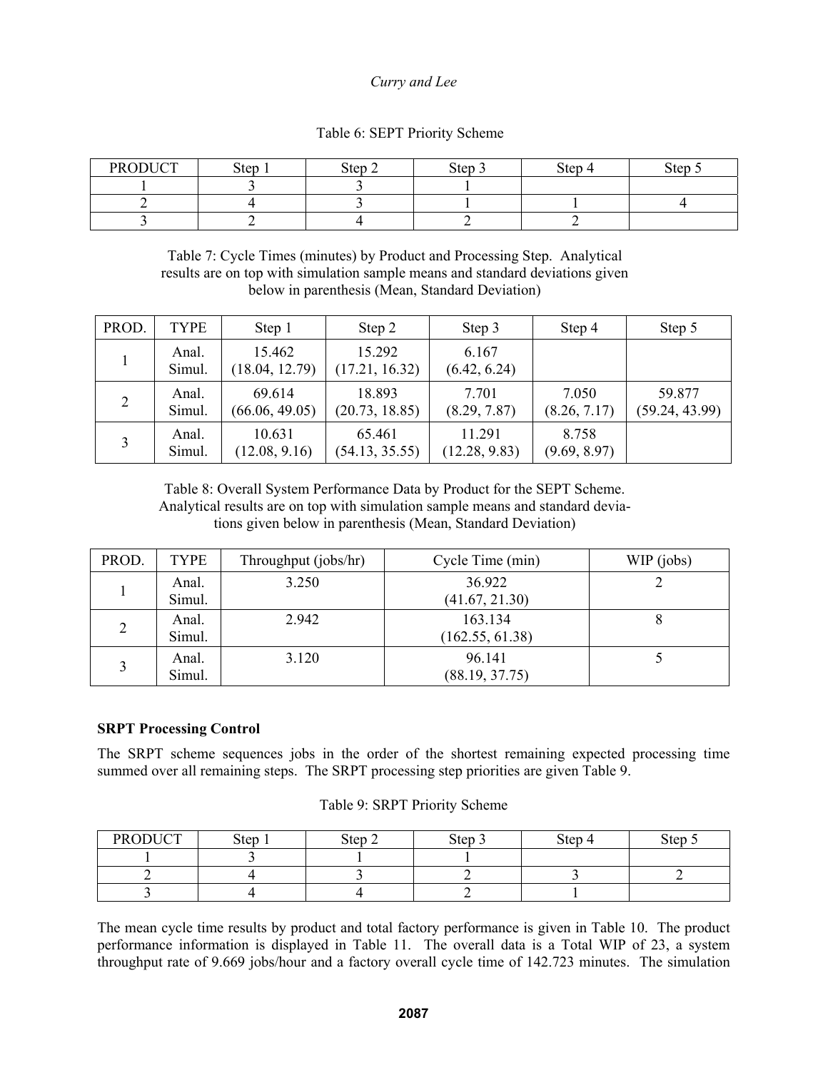Table 6: SEPT Priority Scheme

| PRODUCT | Step 1 | Step 2 | Step 3 | Step 4 | Step 5 |
|---|---|---|---|---|---|
| 1 | 3 | 3 | 1 | | |
| 2 | 4 | 3 | 1 | 1 | 4 |
| 3 | 2 | 4 | 2 | 2 | |

Table 7: Cycle Times (minutes) by Product and Processing Step. Analytical results are on top with simulation sample means and standard deviations given below in parenthesis (Mean, Standard Deviation)

| PROD. | TYPE | Step 1 | Step 2 | Step 3 | Step 4 | Step 5 |
|---|---|---|---|---|---|---|
| 1 | Anal.<br>Simul. | 15.462<br>(18.04, 12.79) | 15.292<br>(17.21, 16.32) | 6.167<br>(6.42, 6.24) | | |
| 2 | Anal.<br>Simul. | 69.614<br>(66.06, 49.05) | 18.893<br>(20.73, 18.85) | 7.701<br>(8.29, 7.87) | 7.050<br>(8.26, 7.17) | 59.877<br>(59.24, 43.99) |
| 3 | Anal.<br>Simul. | 10.631<br>(12.08, 9.16) | 65.461<br>(54.13, 35.55) | 11.291<br>(12.28, 9.83) | 8.758<br>(9.69, 8.97) | |

Table 8: Overall System Performance Data by Product for the SEPT Scheme. Analytical results are on top with simulation sample means and standard deviations given below in parenthesis (Mean, Standard Deviation)

| PROD. | TYPE | Throughput (jobs/hr) | Cycle Time (min) | WIP (jobs) |
|---|---|---|---|---|
| 1 | Anal.<br>Simul. | 3.250 | 36.922<br>(41.67, 21.30) | 2 |
| 2 | Anal.<br>Simul. | 2.942 | 163.134<br>(162.55, 61.38) | 8 |
| 3 | Anal.<br>Simul. | 3.120 | 96.141<br>(88.19, 37.75) | 5 |

**SRPT Processing Control**

The SRPT scheme sequences jobs in the order of the shortest remaining expected processing time summed over all remaining steps. The SRPT processing step priorities are given Table 9.

Table 9: SRPT Priority Scheme

| PRODUCT | Step 1 | Step 2 | Step 3 | Step 4 | Step 5 |
|---|---|---|---|---|---|
| 1 | 3 | 1 | 1 | | |
| 2 | 4 | 3 | 2 | 3 | 2 |
| 3 | 4 | 4 | 2 | 1 | |

The mean cycle time results by product and total factory performance is given in Table 10. The product performance information is displayed in Table 11. The overall data is a Total WIP of 23, a system throughput rate of 9.669 jobs/hour and a factory overall cycle time of 142.723 minutes. The simulation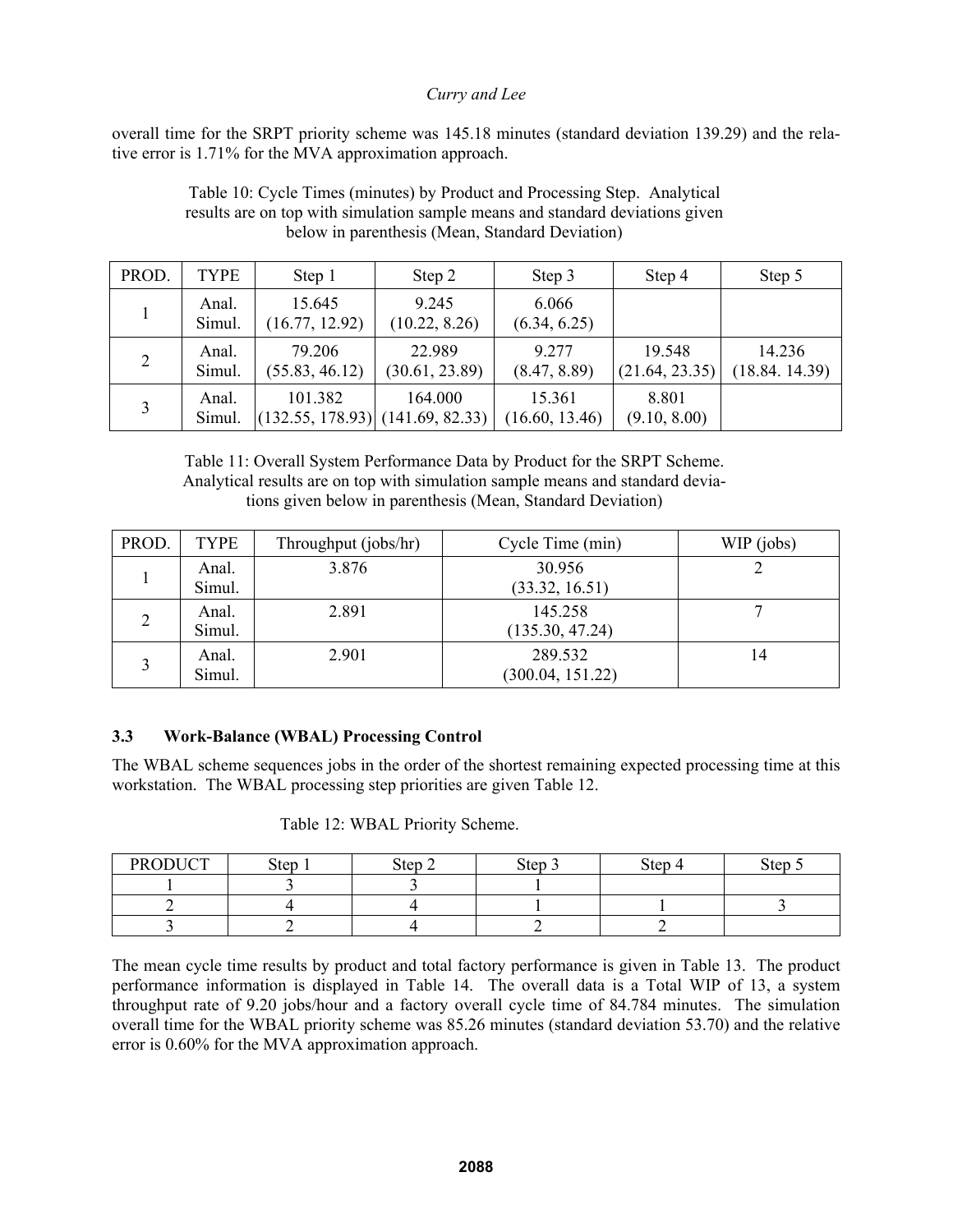overall time for the SRPT priority scheme was 145.18 minutes (standard deviation 139.29) and the relative error is 1.71% for the MVA approximation approach.

Table 10: Cycle Times (minutes) by Product and Processing Step. Analytical results are on top with simulation sample means and standard deviations given below in parenthesis (Mean, Standard Deviation)

| PROD. | TYPE | Step 1 | Step 2 | Step 3 | Step 4 | Step 5 |
|---|---|---|---|---|---|---|
| 1 | Anal.<br>Simul. | 15.645<br>(16.77, 12.92) | 9.245<br>(10.22, 8.26) | 6.066<br>(6.34, 6.25) | | |
| 2 | Anal.<br>Simul. | 79.206<br>(55.83, 46.12) | 22.989<br>(30.61, 23.89) | 9.277<br>(8.47, 8.89) | 19.548<br>(21.64, 23.35) | 14.236<br>(18.84. 14.39) |
| 3 | Anal.<br>Simul. | 101.382<br>(132.55, 178.93) | 164.000<br>(141.69, 82.33) | 15.361<br>(16.60, 13.46) | 8.801<br>(9.10, 8.00) | |

Table 11: Overall System Performance Data by Product for the SRPT Scheme. Analytical results are on top with simulation sample means and standard deviations given below in parenthesis (Mean, Standard Deviation)

| PROD. | TYPE | Throughput (jobs/hr) | Cycle Time (min) | WIP (jobs) |
|---|---|---|---|---|
| 1 | Anal.<br>Simul. | 3.876 | 30.956<br>(33.32, 16.51) | 2 |
| 2 | Anal.<br>Simul. | 2.891 | 145.258<br>(135.30, 47.24) | 7 |
| 3 | Anal.<br>Simul. | 2.901 | 289.532<br>(300.04, 151.22) | 14 |

### 3.3 Work-Balance (WBAL) Processing Control

The WBAL scheme sequences jobs in the order of the shortest remaining expected processing time at this workstation. The WBAL processing step priorities are given Table 12.

Table 12: WBAL Priority Scheme.

| PRODUCT | Step 1 | Step 2 | Step 3 | Step 4 | Step 5 |
|---|---|---|---|---|---|
| 1 | 3 | 3 | 1 | | |
| 2 | 4 | 4 | 1 | 1 | 3 |
| 3 | 2 | 4 | 2 | 2 | |

The mean cycle time results by product and total factory performance is given in Table 13. The product performance information is displayed in Table 14. The overall data is a Total WIP of 13, a system throughput rate of 9.20 jobs/hour and a factory overall cycle time of 84.784 minutes. The simulation overall time for the WBAL priority scheme was 85.26 minutes (standard deviation 53.70) and the relative error is 0.60% for the MVA approximation approach.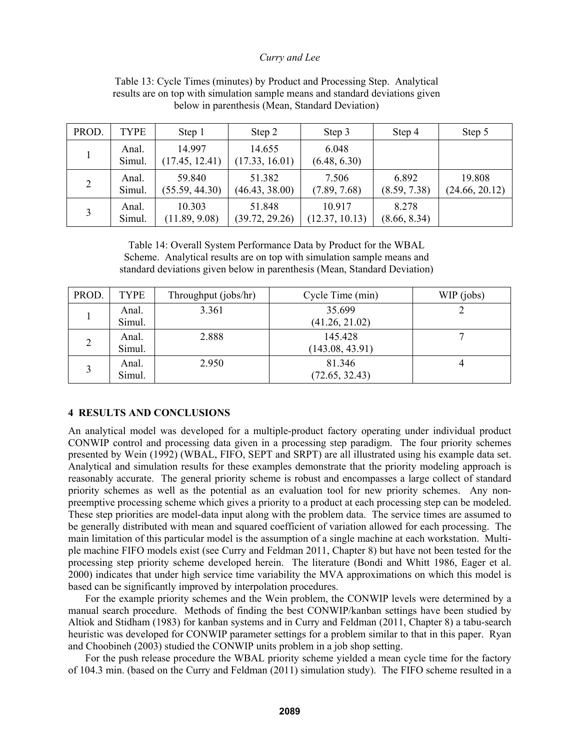Table 13: Cycle Times (minutes) by Product and Processing Step. Analytical results are on top with simulation sample means and standard deviations given below in parenthesis (Mean, Standard Deviation)

| PROD. | TYPE | Step 1 | Step 2 | Step 3 | Step 4 | Step 5 |
|---|---|---|---|---|---|---|
| 1 | Anal.<br>Simul. | 14.997<br>(17.45, 12.41) | 14.655<br>(17.33, 16.01) | 6.048<br>(6.48, 6.30) | | |
| 2 | Anal.<br>Simul. | 59.840<br>(55.59, 44.30) | 51.382<br>(46.43, 38.00) | 7.506<br>(7.89, 7.68) | 6.892<br>(8.59, 7.38) | 19.808<br>(24.66, 20.12) |
| 3 | Anal.<br>Simul. | 10.303<br>(11.89, 9.08) | 51.848<br>(39.72, 29.26) | 10.917<br>(12.37, 10.13) | 8.278<br>(8.66, 8.34) | |

Table 14: Overall System Performance Data by Product for the WBAL Scheme. Analytical results are on top with simulation sample means and standard deviations given below in parenthesis (Mean, Standard Deviation)

| PROD. | TYPE | Throughput (jobs/hr) | Cycle Time (min) | WIP (jobs) |
|---|---|---|---|---|
| 1 | Anal.<br>Simul. | 3.361 | 35.699<br>(41.26, 21.02) | 2 |
| 2 | Anal.<br>Simul. | 2.888 | 145.428<br>(143.08, 43.91) | 7 |
| 3 | Anal.<br>Simul. | 2.950 | 81.346<br>(72.65, 32.43) | 4 |

## 4 RESULTS AND CONCLUSIONS

An analytical model was developed for a multiple-product factory operating under individual product CONWIP control and processing data given in a processing step paradigm. The four priority schemes presented by Wein (1992) (WBAL, FIFO, SEPT and SRPT) are all illustrated using his example data set. Analytical and simulation results for these examples demonstrate that the priority modeling approach is reasonably accurate. The general priority scheme is robust and encompasses a large collect of standard priority schemes as well as the potential as an evaluation tool for new priority schemes. Any non-preemptive processing scheme which gives a priority to a product at each processing step can be modeled. These step priorities are model-data input along with the problem data. The service times are assumed to be generally distributed with mean and squared coefficient of variation allowed for each processing. The main limitation of this particular model is the assumption of a single machine at each workstation. Multiple machine FIFO models exist (see Curry and Feldman 2011, Chapter 8) but have not been tested for the processing step priority scheme developed herein. The literature (Bondi and Whitt 1986, Eager et al. 2000) indicates that under high service time variability the MVA approximations on which this model is based can be significantly improved by interpolation procedures.

For the example priority schemes and the Wein problem, the CONWIP levels were determined by a manual search procedure. Methods of finding the best CONWIP/kanban settings have been studied by Altiok and Stidham (1983) for kanban systems and in Curry and Feldman (2011, Chapter 8) a tabu-search heuristic was developed for CONWIP parameter settings for a problem similar to that in this paper. Ryan and Choobineh (2003) studied the CONWIP units problem in a job shop setting.

For the push release procedure the WBAL priority scheme yielded a mean cycle time for the factory of 104.3 min. (based on the Curry and Feldman (2011) simulation study). The FIFO scheme resulted in a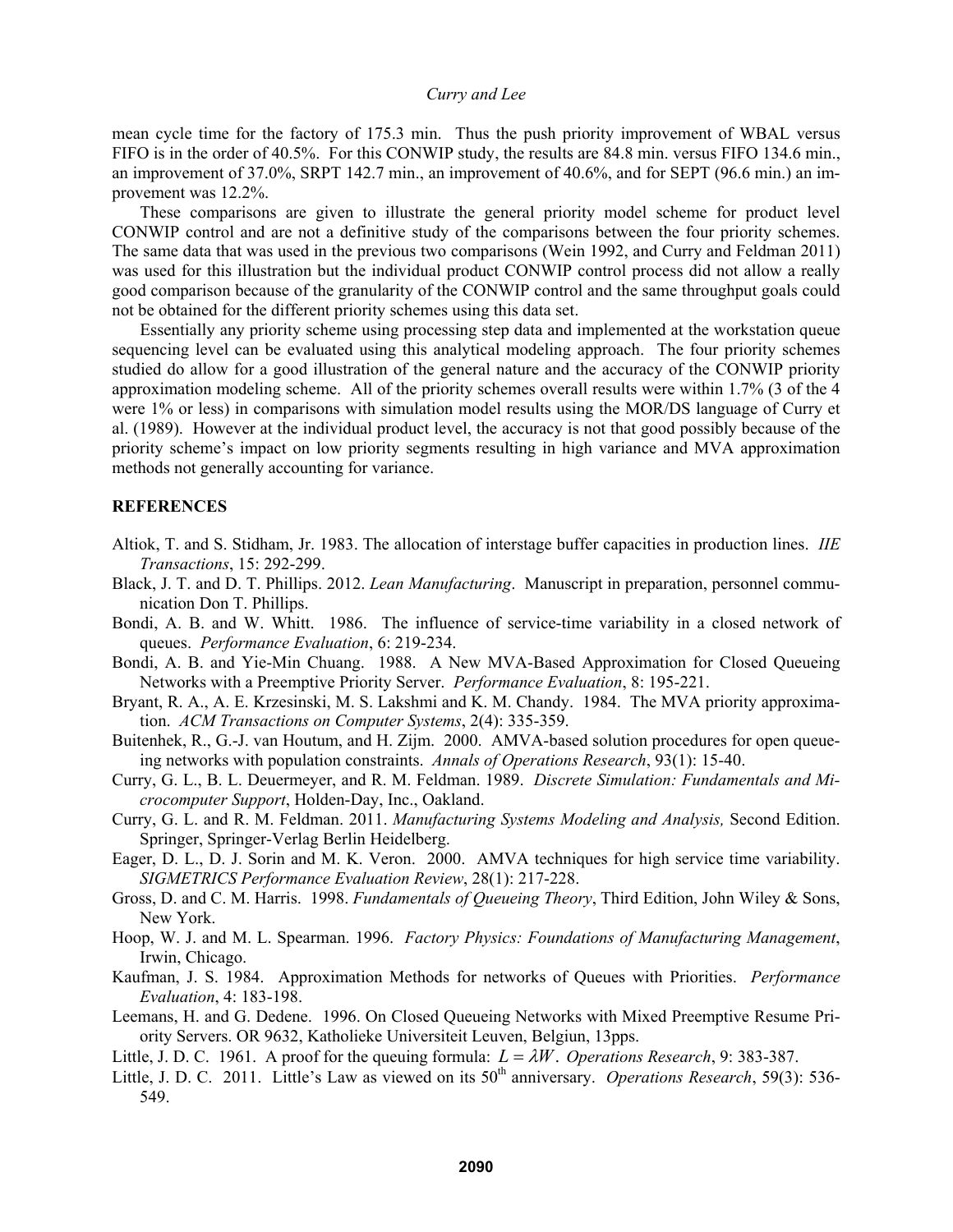mean cycle time for the factory of 175.3 min. Thus the push priority improvement of WBAL versus FIFO is in the order of 40.5%. For this CONWIP study, the results are 84.8 min. versus FIFO 134.6 min., an improvement of 37.0%, SRPT 142.7 min., an improvement of 40.6%, and for SEPT (96.6 min.) an improvement was 12.2%.

These comparisons are given to illustrate the general priority model scheme for product level CONWIP control and are not a definitive study of the comparisons between the four priority schemes. The same data that was used in the previous two comparisons (Wein 1992, and Curry and Feldman 2011) was used for this illustration but the individual product CONWIP control process did not allow a really good comparison because of the granularity of the CONWIP control and the same throughput goals could not be obtained for the different priority schemes using this data set.

Essentially any priority scheme using processing step data and implemented at the workstation queue sequencing level can be evaluated using this analytical modeling approach. The four priority schemes studied do allow for a good illustration of the general nature and the accuracy of the CONWIP priority approximation modeling scheme. All of the priority schemes overall results were within 1.7% (3 of the 4 were 1% or less) in comparisons with simulation model results using the MOR/DS language of Curry et al. (1989). However at the individual product level, the accuracy is not that good possibly because of the priority scheme's impact on low priority segments resulting in high variance and MVA approximation methods not generally accounting for variance.

## REFERENCES

Altiok, T. and S. Stidham, Jr. 1983. The allocation of interstage buffer capacities in production lines. *IIE Transactions*, 15: 292-299.

Black, J. T. and D. T. Phillips. 2012. *Lean Manufacturing*. Manuscript in preparation, personnel communication Don T. Phillips.

Bondi, A. B. and W. Whitt. 1986. The influence of service-time variability in a closed network of queues. *Performance Evaluation*, 6: 219-234.

Bondi, A. B. and Yie-Min Chuang. 1988. A New MVA-Based Approximation for Closed Queueing Networks with a Preemptive Priority Server. *Performance Evaluation*, 8: 195-221.

Bryant, R. A., A. E. Krzesinski, M. S. Lakshmi and K. M. Chandy. 1984. The MVA priority approximation. *ACM Transactions on Computer Systems*, 2(4): 335-359.

Buitenhek, R., G.-J. van Houtum, and H. Zijm. 2000. AMVA-based solution procedures for open queueing networks with population constraints. *Annals of Operations Research*, 93(1): 15-40.

Curry, G. L., B. L. Deuermeyer, and R. M. Feldman. 1989. *Discrete Simulation: Fundamentals and Microcomputer Support*, Holden-Day, Inc., Oakland.

Curry, G. L. and R. M. Feldman. 2011. *Manufacturing Systems Modeling and Analysis,* Second Edition. Springer, Springer-Verlag Berlin Heidelberg.

Eager, D. L., D. J. Sorin and M. K. Veron. 2000. AMVA techniques for high service time variability. *SIGMETRICS Performance Evaluation Review*, 28(1): 217-228.

Gross, D. and C. M. Harris. 1998. *Fundamentals of Queueing Theory*, Third Edition, John Wiley & Sons, New York.

Hoop, W. J. and M. L. Spearman. 1996. *Factory Physics: Foundations of Manufacturing Management*, Irwin, Chicago.

Kaufman, J. S. 1984. Approximation Methods for networks of Queues with Priorities. *Performance Evaluation*, 4: 183-198.

Leemans, H. and G. Dedene. 1996. On Closed Queueing Networks with Mixed Preemptive Resume Priority Servers. OR 9632, Katholieke Universiteit Leuven, Belgiun, 13pps.

Little, J. D. C. 1961. A proof for the queuing formula: $L = \lambda W$. *Operations Research*, 9: 383-387.

Little, J. D. C. 2011. Little's Law as viewed on its 50th anniversary. *Operations Research*, 59(3): 536-549.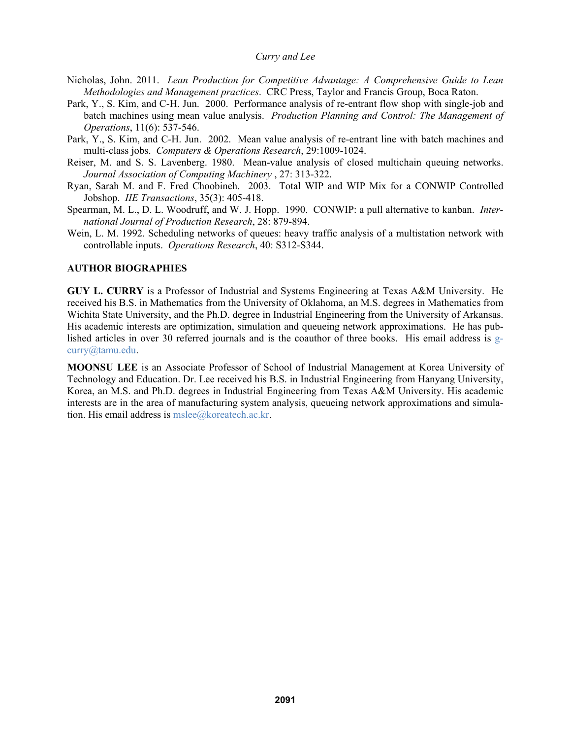Nicholas, John. 2011. *Lean Production for Competitive Advantage: A Comprehensive Guide to Lean Methodologies and Management practices*. CRC Press, Taylor and Francis Group, Boca Raton.

Park, Y., S. Kim, and C-H. Jun. 2000. Performance analysis of re-entrant flow shop with single-job and batch machines using mean value analysis. *Production Planning and Control: The Management of Operations*, 11(6): 537-546.

Park, Y., S. Kim, and C-H. Jun. 2002. Mean value analysis of re-entrant line with batch machines and multi-class jobs. *Computers & Operations Research*, 29:1009-1024.

Reiser, M. and S. S. Lavenberg. 1980. Mean-value analysis of closed multichain queuing networks. *Journal Association of Computing Machinery* , 27: 313-322.

Ryan, Sarah M. and F. Fred Choobineh. 2003. Total WIP and WIP Mix for a CONWIP Controlled Jobshop. *IIE Transactions*, 35(3): 405-418.

Spearman, M. L., D. L. Woodruff, and W. J. Hopp. 1990. CONWIP: a pull alternative to kanban. *International Journal of Production Research*, 28: 879-894.

Wein, L. M. 1992. Scheduling networks of queues: heavy traffic analysis of a multistation network with controllable inputs. *Operations Research*, 40: S312-S344.

## AUTHOR BIOGRAPHIES

**GUY L. CURRY** is a Professor of Industrial and Systems Engineering at Texas A&M University. He received his B.S. in Mathematics from the University of Oklahoma, an M.S. degrees in Mathematics from Wichita State University, and the Ph.D. degree in Industrial Engineering from the University of Arkansas. His academic interests are optimization, simulation and queueing network approximations. He has published articles in over 30 referred journals and is the coauthor of three books. His email address is g-curry@tamu.edu.

**MOONSU LEE** is an Associate Professor of School of Industrial Management at Korea University of Technology and Education. Dr. Lee received his B.S. in Industrial Engineering from Hanyang University, Korea, an M.S. and Ph.D. degrees in Industrial Engineering from Texas A&M University. His academic interests are in the area of manufacturing system analysis, queueing network approximations and simulation. His email address is mslee@koreatech.ac.kr.